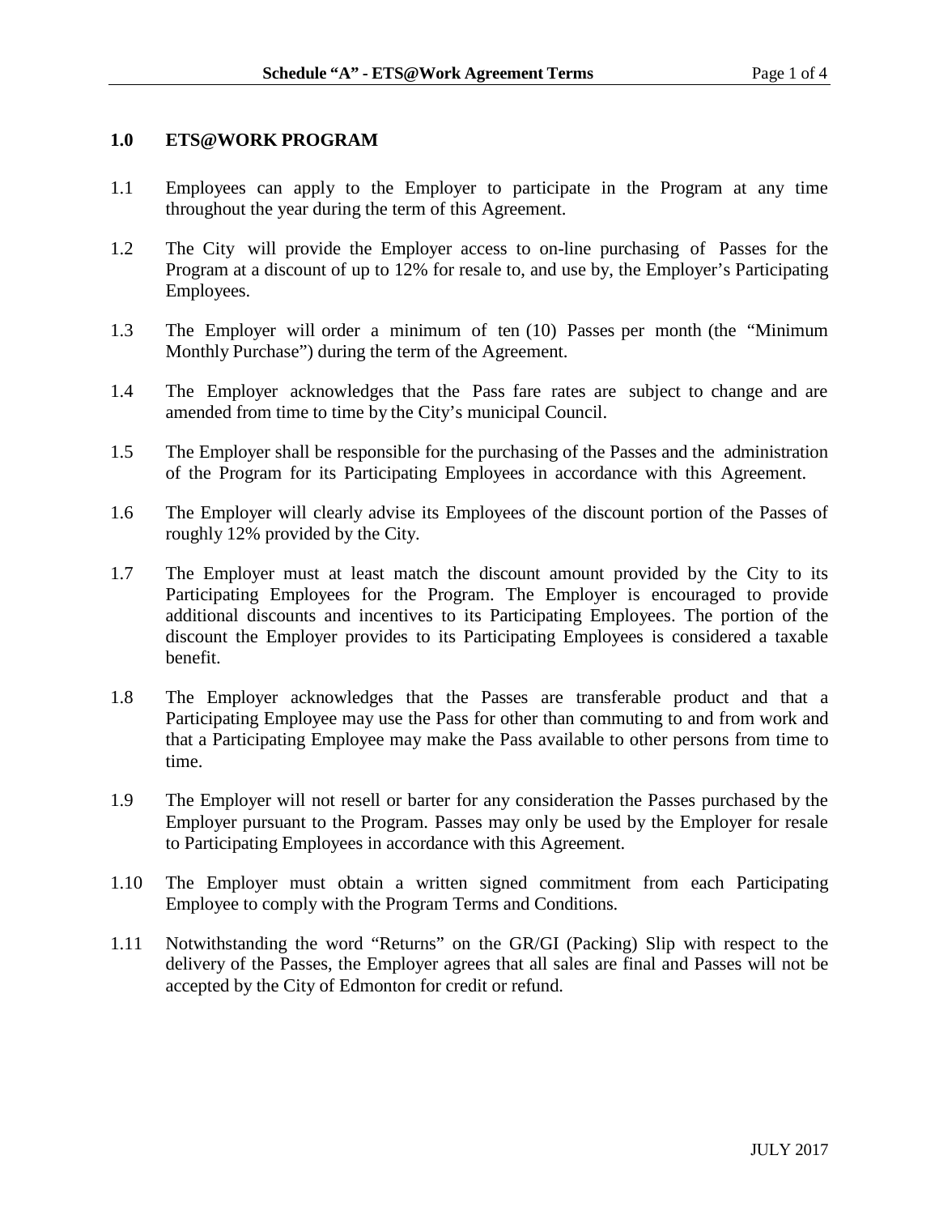## 1.0 ETS@WORK PROGRAM

1.1 Employees can apply to the Employer to participate in the Program at any time throughout the year during the term of this Agreement.

1.2 The City will provide the Employer access to on-line purchasing of Passes for the Program at a discount of up to 12% for resale to, and use by, the Employer's Participating Employees.

1.3 The Employer will order a minimum of ten (10) Passes per month (the "Minimum Monthly Purchase") during the term of the Agreement.

1.4 The Employer acknowledges that the Pass fare rates are subject to change and are amended from time to time by the City's municipal Council.

1.5 The Employer shall be responsible for the purchasing of the Passes and the administration of the Program for its Participating Employees in accordance with this Agreement.

1.6 The Employer will clearly advise its Employees of the discount portion of the Passes of roughly 12% provided by the City.

1.7 The Employer must at least match the discount amount provided by the City to its Participating Employees for the Program. The Employer is encouraged to provide additional discounts and incentives to its Participating Employees. The portion of the discount the Employer provides to its Participating Employees is considered a taxable benefit.

1.8 The Employer acknowledges that the Passes are transferable product and that a Participating Employee may use the Pass for other than commuting to and from work and that a Participating Employee may make the Pass available to other persons from time to time.

1.9 The Employer will not resell or barter for any consideration the Passes purchased by the Employer pursuant to the Program. Passes may only be used by the Employer for resale to Participating Employees in accordance with this Agreement.

1.10 The Employer must obtain a written signed commitment from each Participating Employee to comply with the Program Terms and Conditions.

1.11 Notwithstanding the word "Returns" on the GR/GI (Packing) Slip with respect to the delivery of the Passes, the Employer agrees that all sales are final and Passes will not be accepted by the City of Edmonton for credit or refund.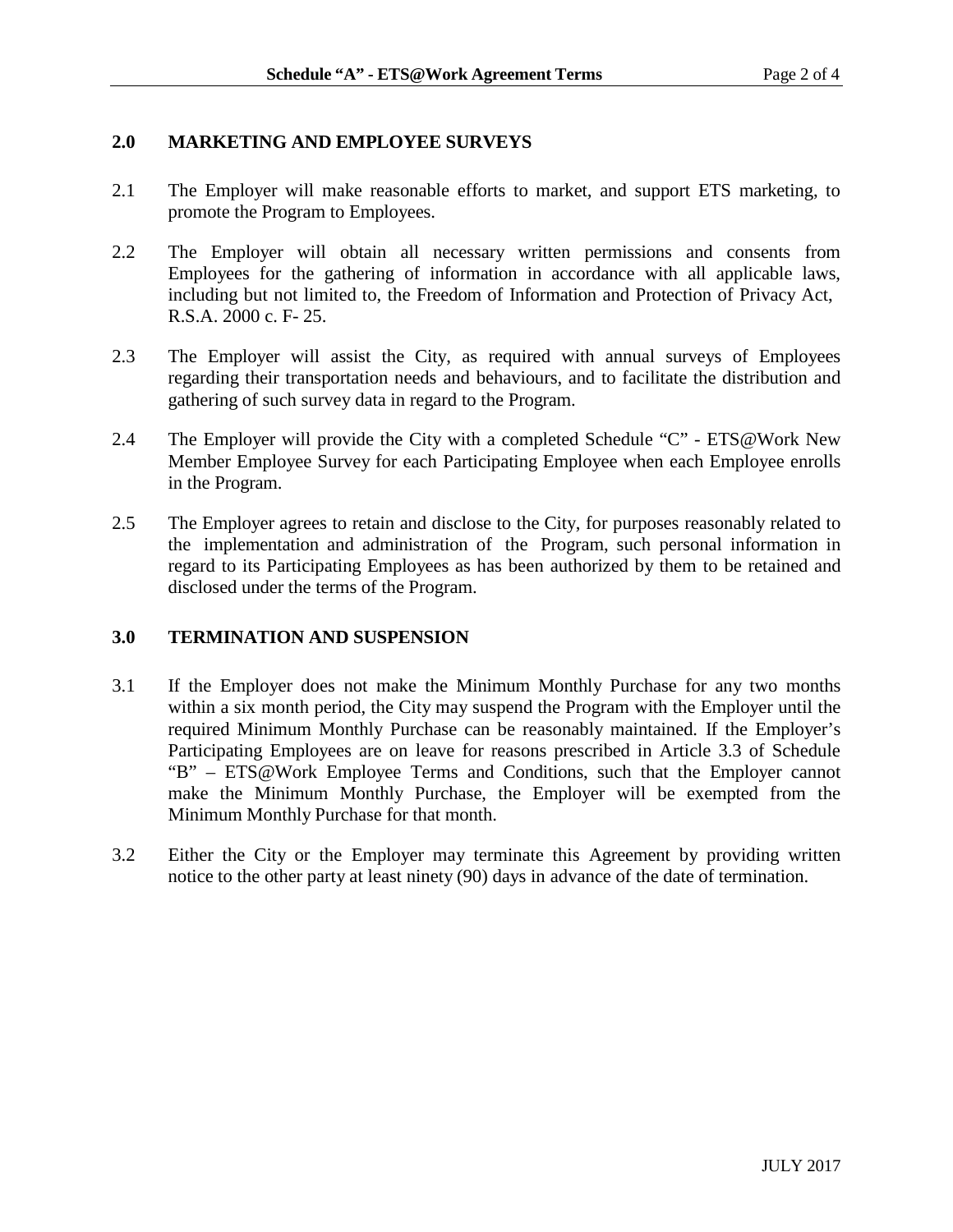## 2.0 MARKETING AND EMPLOYEE SURVEYS

2.1 The Employer will make reasonable efforts to market, and support ETS marketing, to promote the Program to Employees.

2.2 The Employer will obtain all necessary written permissions and consents from Employees for the gathering of information in accordance with all applicable laws, including but not limited to, the Freedom of Information and Protection of Privacy Act, R.S.A. 2000 c. F- 25.

2.3 The Employer will assist the City, as required with annual surveys of Employees regarding their transportation needs and behaviours, and to facilitate the distribution and gathering of such survey data in regard to the Program.

2.4 The Employer will provide the City with a completed Schedule "C" - ETS@Work New Member Employee Survey for each Participating Employee when each Employee enrolls in the Program.

2.5 The Employer agrees to retain and disclose to the City, for purposes reasonably related to the implementation and administration of the Program, such personal information in regard to its Participating Employees as has been authorized by them to be retained and disclosed under the terms of the Program.

## 3.0 TERMINATION AND SUSPENSION

3.1 If the Employer does not make the Minimum Monthly Purchase for any two months within a six month period, the City may suspend the Program with the Employer until the required Minimum Monthly Purchase can be reasonably maintained. If the Employer's Participating Employees are on leave for reasons prescribed in Article 3.3 of Schedule "B" – ETS@Work Employee Terms and Conditions, such that the Employer cannot make the Minimum Monthly Purchase, the Employer will be exempted from the Minimum Monthly Purchase for that month.

3.2 Either the City or the Employer may terminate this Agreement by providing written notice to the other party at least ninety (90) days in advance of the date of termination.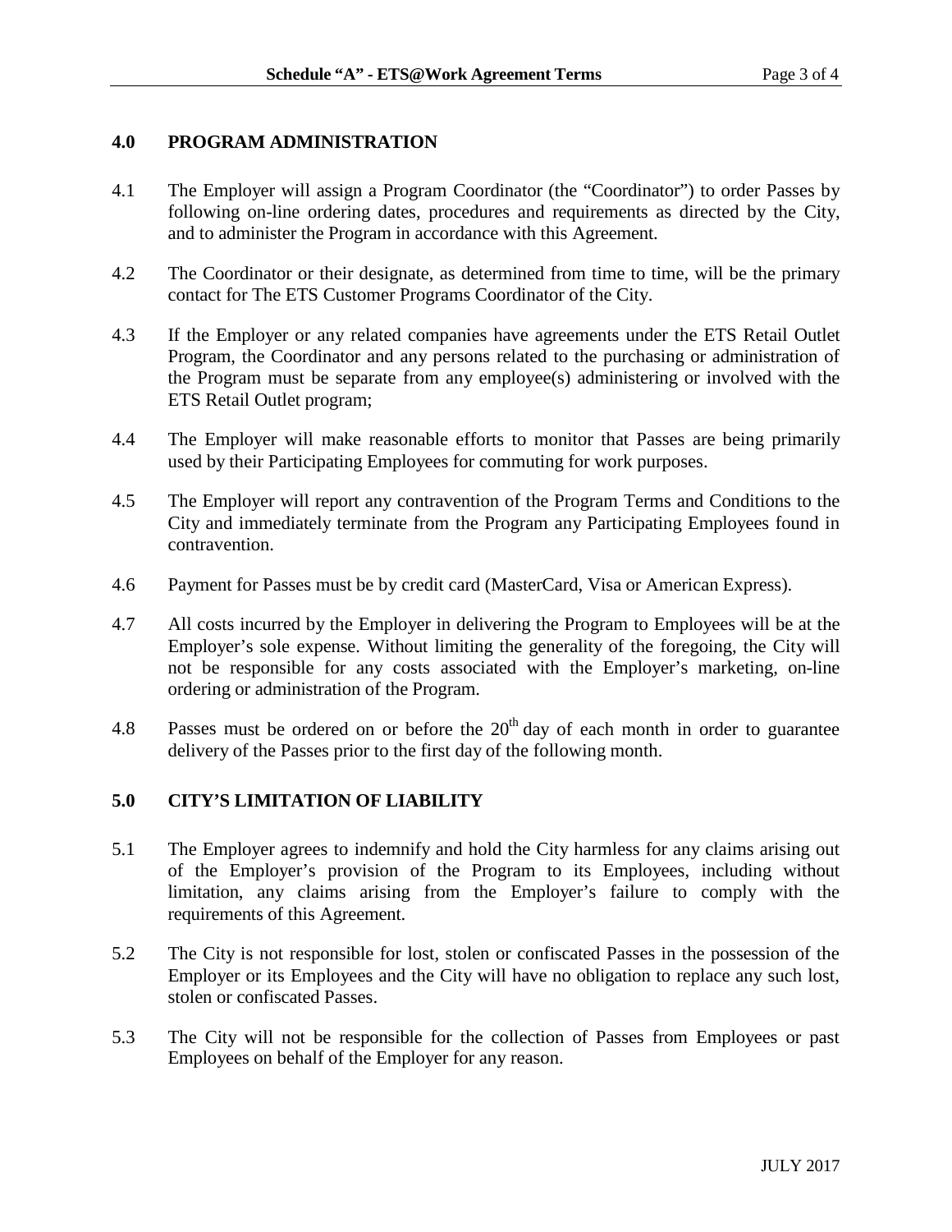## 4.0 PROGRAM ADMINISTRATION

4.1 The Employer will assign a Program Coordinator (the "Coordinator") to order Passes by following on-line ordering dates, procedures and requirements as directed by the City, and to administer the Program in accordance with this Agreement.

4.2 The Coordinator or their designate, as determined from time to time, will be the primary contact for The ETS Customer Programs Coordinator of the City.

4.3 If the Employer or any related companies have agreements under the ETS Retail Outlet Program, the Coordinator and any persons related to the purchasing or administration of the Program must be separate from any employee(s) administering or involved with the ETS Retail Outlet program;

4.4 The Employer will make reasonable efforts to monitor that Passes are being primarily used by their Participating Employees for commuting for work purposes.

4.5 The Employer will report any contravention of the Program Terms and Conditions to the City and immediately terminate from the Program any Participating Employees found in contravention.

4.6 Payment for Passes must be by credit card (MasterCard, Visa or American Express).

4.7 All costs incurred by the Employer in delivering the Program to Employees will be at the Employer's sole expense. Without limiting the generality of the foregoing, the City will not be responsible for any costs associated with the Employer's marketing, on-line ordering or administration of the Program.

4.8 Passes must be ordered on or before the 20th day of each month in order to guarantee delivery of the Passes prior to the first day of the following month.

## 5.0 CITY'S LIMITATION OF LIABILITY

5.1 The Employer agrees to indemnify and hold the City harmless for any claims arising out of the Employer's provision of the Program to its Employees, including without limitation, any claims arising from the Employer's failure to comply with the requirements of this Agreement.

5.2 The City is not responsible for lost, stolen or confiscated Passes in the possession of the Employer or its Employees and the City will have no obligation to replace any such lost, stolen or confiscated Passes.

5.3 The City will not be responsible for the collection of Passes from Employees or past Employees on behalf of the Employer for any reason.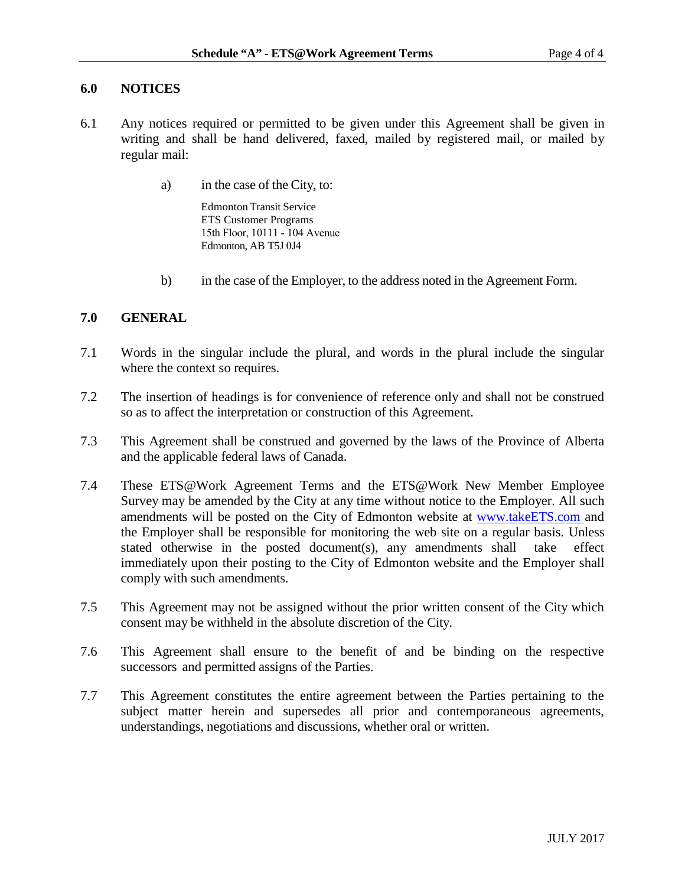## 6.0 NOTICES

6.1 Any notices required or permitted to be given under this Agreement shall be given in writing and shall be hand delivered, faxed, mailed by registered mail, or mailed by regular mail:

a) in the case of the City, to:

Edmonton Transit Service
ETS Customer Programs
15th Floor, 10111 - 104 Avenue
Edmonton, AB T5J 0J4

b) in the case of the Employer, to the address noted in the Agreement Form.

## 7.0 GENERAL

7.1 Words in the singular include the plural, and words in the plural include the singular where the context so requires.

7.2 The insertion of headings is for convenience of reference only and shall not be construed so as to affect the interpretation or construction of this Agreement.

7.3 This Agreement shall be construed and governed by the laws of the Province of Alberta and the applicable federal laws of Canada.

7.4 These ETS@Work Agreement Terms and the ETS@Work New Member Employee Survey may be amended by the City at any time without notice to the Employer. All such amendments will be posted on the City of Edmonton website at www.takeETS.com and the Employer shall be responsible for monitoring the web site on a regular basis. Unless stated otherwise in the posted document(s), any amendments shall take effect immediately upon their posting to the City of Edmonton website and the Employer shall comply with such amendments.

7.5 This Agreement may not be assigned without the prior written consent of the City which consent may be withheld in the absolute discretion of the City.

7.6 This Agreement shall ensure to the benefit of and be binding on the respective successors and permitted assigns of the Parties.

7.7 This Agreement constitutes the entire agreement between the Parties pertaining to the subject matter herein and supersedes all prior and contemporaneous agreements, understandings, negotiations and discussions, whether oral or written.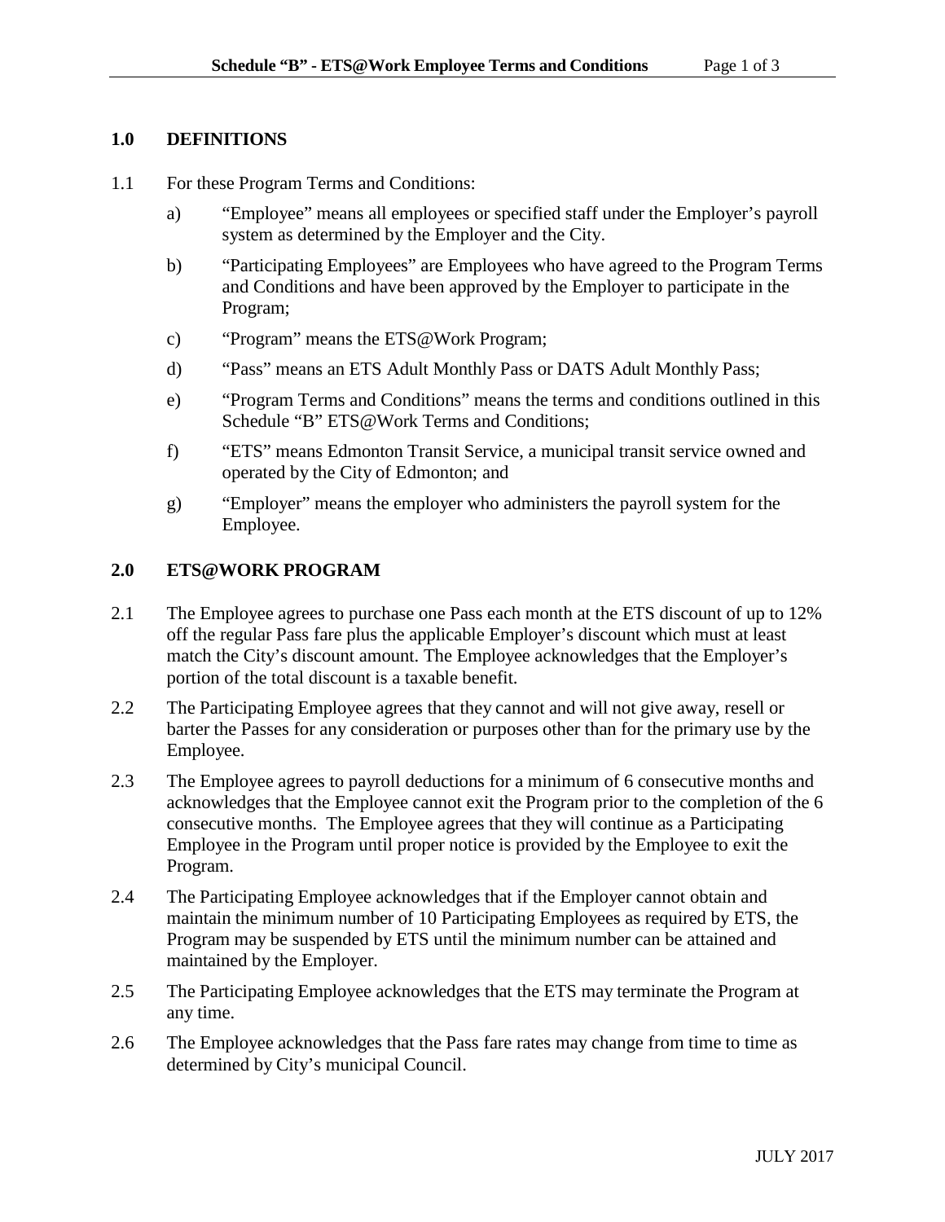## 1.0 DEFINITIONS

1.1 For these Program Terms and Conditions:

a) "Employee" means all employees or specified staff under the Employer's payroll system as determined by the Employer and the City.

b) "Participating Employees" are Employees who have agreed to the Program Terms and Conditions and have been approved by the Employer to participate in the Program;

c) "Program" means the ETS@Work Program;

d) "Pass" means an ETS Adult Monthly Pass or DATS Adult Monthly Pass;

e) "Program Terms and Conditions" means the terms and conditions outlined in this Schedule "B" ETS@Work Terms and Conditions;

f) "ETS" means Edmonton Transit Service, a municipal transit service owned and operated by the City of Edmonton; and

g) "Employer" means the employer who administers the payroll system for the Employee.

## 2.0 ETS@WORK PROGRAM

2.1 The Employee agrees to purchase one Pass each month at the ETS discount of up to 12% off the regular Pass fare plus the applicable Employer's discount which must at least match the City's discount amount. The Employee acknowledges that the Employer's portion of the total discount is a taxable benefit.

2.2 The Participating Employee agrees that they cannot and will not give away, resell or barter the Passes for any consideration or purposes other than for the primary use by the Employee.

2.3 The Employee agrees to payroll deductions for a minimum of 6 consecutive months and acknowledges that the Employee cannot exit the Program prior to the completion of the 6 consecutive months. The Employee agrees that they will continue as a Participating Employee in the Program until proper notice is provided by the Employee to exit the Program.

2.4 The Participating Employee acknowledges that if the Employer cannot obtain and maintain the minimum number of 10 Participating Employees as required by ETS, the Program may be suspended by ETS until the minimum number can be attained and maintained by the Employer.

2.5 The Participating Employee acknowledges that the ETS may terminate the Program at any time.

2.6 The Employee acknowledges that the Pass fare rates may change from time to time as determined by City's municipal Council.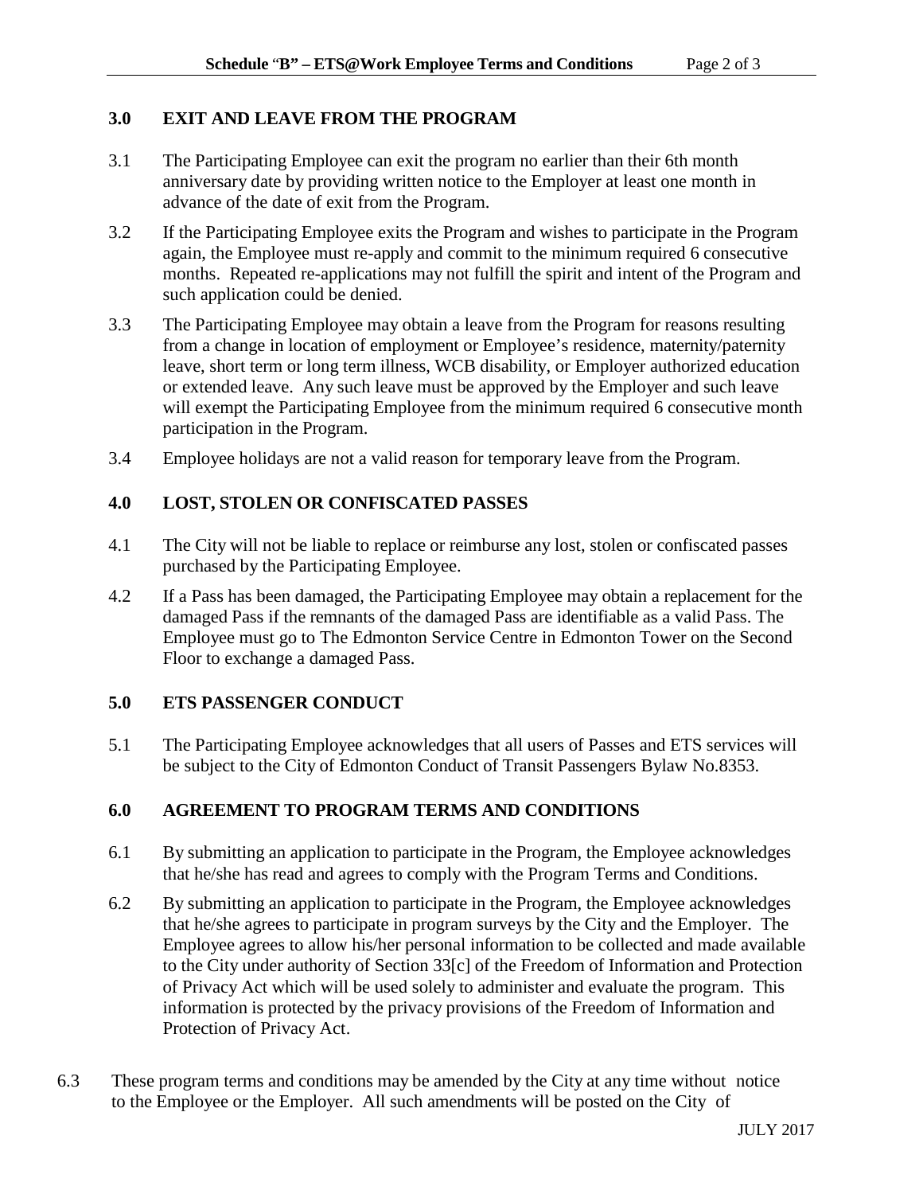## 3.0 EXIT AND LEAVE FROM THE PROGRAM

3.1 The Participating Employee can exit the program no earlier than their 6th month anniversary date by providing written notice to the Employer at least one month in advance of the date of exit from the Program.

3.2 If the Participating Employee exits the Program and wishes to participate in the Program again, the Employee must re-apply and commit to the minimum required 6 consecutive months. Repeated re-applications may not fulfill the spirit and intent of the Program and such application could be denied.

3.3 The Participating Employee may obtain a leave from the Program for reasons resulting from a change in location of employment or Employee's residence, maternity/paternity leave, short term or long term illness, WCB disability, or Employer authorized education or extended leave. Any such leave must be approved by the Employer and such leave will exempt the Participating Employee from the minimum required 6 consecutive month participation in the Program.

3.4 Employee holidays are not a valid reason for temporary leave from the Program.

## 4.0 LOST, STOLEN OR CONFISCATED PASSES

4.1 The City will not be liable to replace or reimburse any lost, stolen or confiscated passes purchased by the Participating Employee.

4.2 If a Pass has been damaged, the Participating Employee may obtain a replacement for the damaged Pass if the remnants of the damaged Pass are identifiable as a valid Pass. The Employee must go to The Edmonton Service Centre in Edmonton Tower on the Second Floor to exchange a damaged Pass.

## 5.0 ETS PASSENGER CONDUCT

5.1 The Participating Employee acknowledges that all users of Passes and ETS services will be subject to the City of Edmonton Conduct of Transit Passengers Bylaw No.8353.

## 6.0 AGREEMENT TO PROGRAM TERMS AND CONDITIONS

6.1 By submitting an application to participate in the Program, the Employee acknowledges that he/she has read and agrees to comply with the Program Terms and Conditions.

6.2 By submitting an application to participate in the Program, the Employee acknowledges that he/she agrees to participate in program surveys by the City and the Employer. The Employee agrees to allow his/her personal information to be collected and made available to the City under authority of Section 33[c] of the Freedom of Information and Protection of Privacy Act which will be used solely to administer and evaluate the program. This information is protected by the privacy provisions of the Freedom of Information and Protection of Privacy Act.

6.3 These program terms and conditions may be amended by the City at any time without notice to the Employee or the Employer. All such amendments will be posted on the City of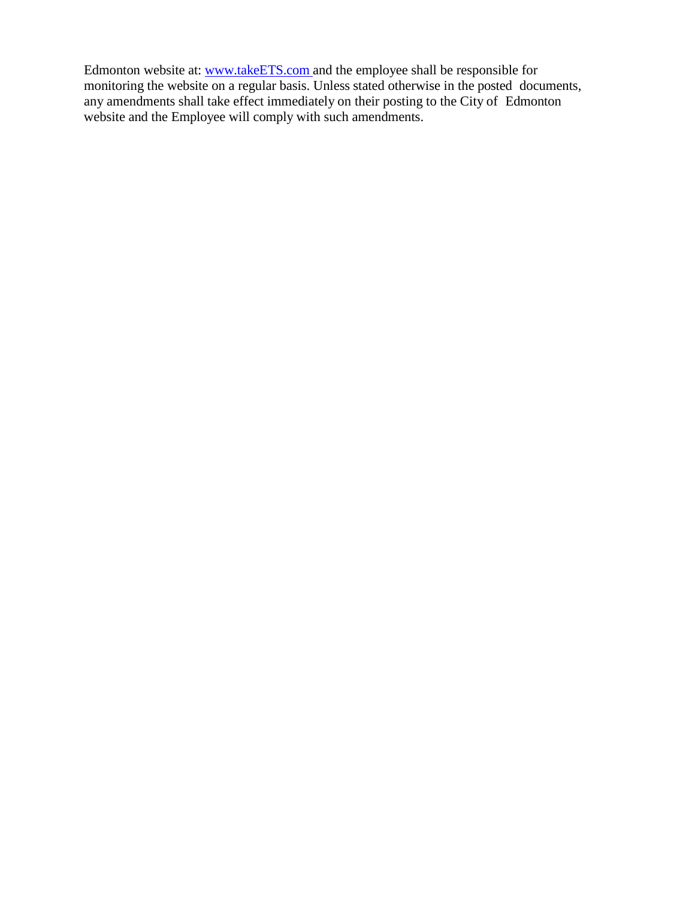Edmonton website at: [www.takeETS.com](http://www.takeETS.com) and the employee shall be responsible for monitoring the website on a regular basis. Unless stated otherwise in the posted documents, any amendments shall take effect immediately on their posting to the City of Edmonton website and the Employee will comply with such amendments.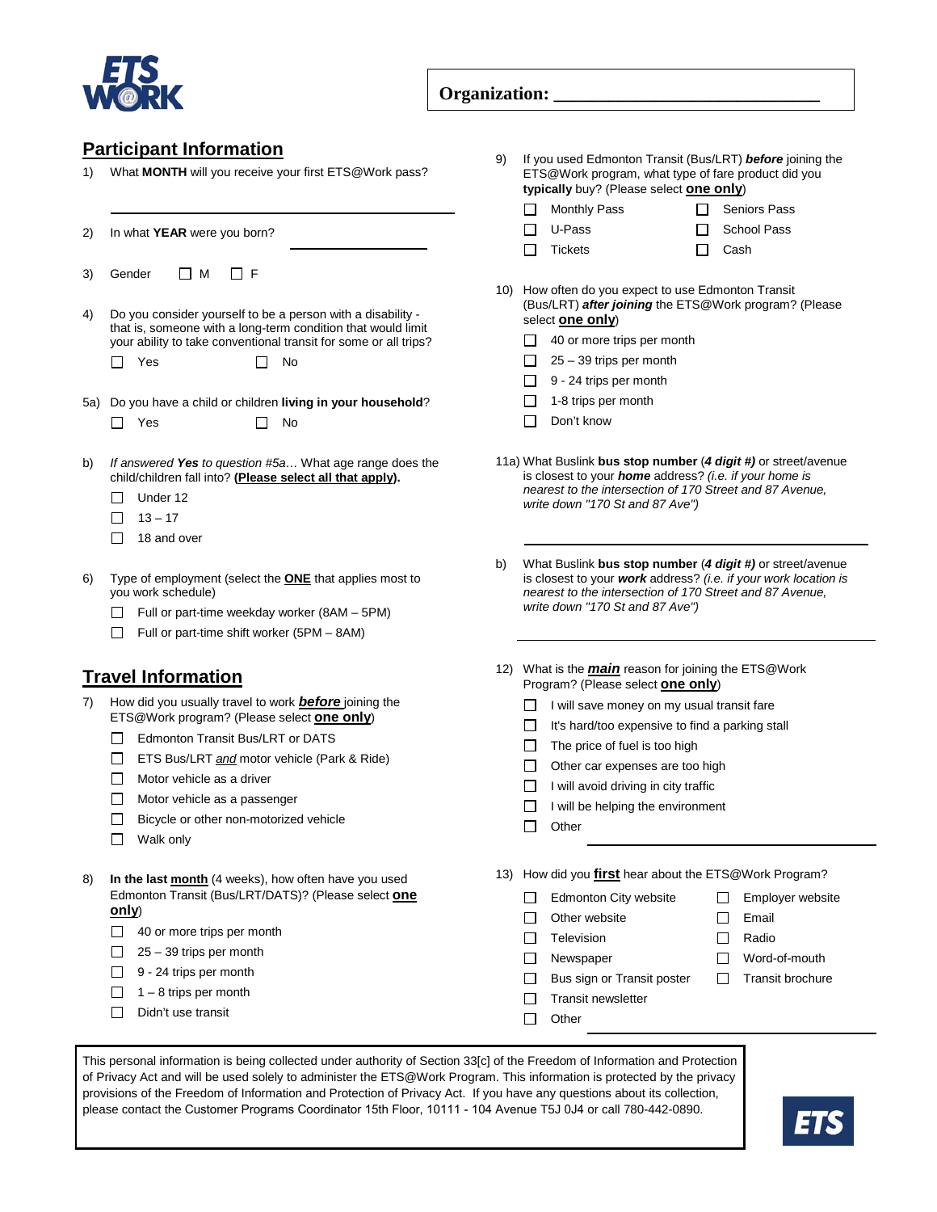ETS WORK

**Organization:** ______________________________

## Participant Information

1) What **MONTH** will you receive your first ETS@Work pass?

______________________________

2) In what **YEAR** were you born? ______________

3) Gender ☐ M ☐ F

4) Do you consider yourself to be a person with a disability - that is, someone with a long-term condition that would limit your ability to take conventional transit for some or all trips?

☐ Yes ☐ No

5a) Do you have a child or children **living in your household**?

☐ Yes ☐ No

b) *If answered **Yes** to question #5a…* What age range does the child/children fall into? **(Please select all that apply).**

- ☐ Under 12
- ☐ 13 – 17
- ☐ 18 and over

6) Type of employment (select the **ONE** that applies most to you work schedule)

- ☐ Full or part-time weekday worker (8AM – 5PM)
- ☐ Full or part-time shift worker (5PM – 8AM)

## Travel Information

7) How did you usually travel to work ***before*** joining the ETS@Work program? (Please select **one only**)

- ☐ Edmonton Transit Bus/LRT or DATS
- ☐ ETS Bus/LRT *and* motor vehicle (Park & Ride)
- ☐ Motor vehicle as a driver
- ☐ Motor vehicle as a passenger
- ☐ Bicycle or other non-motorized vehicle
- ☐ Walk only

8) **In the last month** (4 weeks), how often have you used Edmonton Transit (Bus/LRT/DATS)? (Please select **one only**)

- ☐ 40 or more trips per month
- ☐ 25 – 39 trips per month
- ☐ 9 - 24 trips per month
- ☐ 1 – 8 trips per month
- ☐ Didn't use transit

9) If you used Edmonton Transit (Bus/LRT) ***before*** joining the ETS@Work program, what type of fare product did you **typically** buy? (Please select **one only**)

- ☐ Monthly Pass
- ☐ Seniors Pass
- ☐ U-Pass
- ☐ School Pass
- ☐ Tickets
- ☐ Cash

10) How often do you expect to use Edmonton Transit (Bus/LRT) ***after joining*** the ETS@Work program? (Please select **one only**)

- ☐ 40 or more trips per month
- ☐ 25 – 39 trips per month
- ☐ 9 - 24 trips per month
- ☐ 1-8 trips per month
- ☐ Don't know

11a) What Buslink **bus stop number** (***4 digit #)*** or street/avenue is closest to your ***home*** address? *(i.e. if your home is nearest to the intersection of 170 Street and 87 Avenue, write down "170 St and 87 Ave")*

______________________________

b) What Buslink **bus stop number** (***4 digit #)*** or street/avenue is closest to your ***work*** address? *(i.e. if your work location is nearest to the intersection of 170 Street and 87 Avenue, write down "170 St and 87 Ave")*

______________________________

12) What is the ***main*** reason for joining the ETS@Work Program? (Please select **one only**)

- ☐ I will save money on my usual transit fare
- ☐ It's hard/too expensive to find a parking stall
- ☐ The price of fuel is too high
- ☐ Other car expenses are too high
- ☐ I will avoid driving in city traffic
- ☐ I will be helping the environment
- ☐ Other ______________________

13) How did you **first** hear about the ETS@Work Program?

- ☐ Edmonton City website
- ☐ Employer website
- ☐ Other website
- ☐ Email
- ☐ Television
- ☐ Radio
- ☐ Newspaper
- ☐ Word-of-mouth
- ☐ Bus sign or Transit poster
- ☐ Transit brochure
- ☐ Transit newsletter
- ☐ Other ______________________

This personal information is being collected under authority of Section 33[c] of the Freedom of Information and Protection of Privacy Act and will be used solely to administer the ETS@Work Program. This information is protected by the privacy provisions of the Freedom of Information and Protection of Privacy Act. If you have any questions about its collection, please contact the Customer Programs Coordinator 15th Floor, 10111 - 104 Avenue T5J 0J4 or call 780-442-0890.

ETS